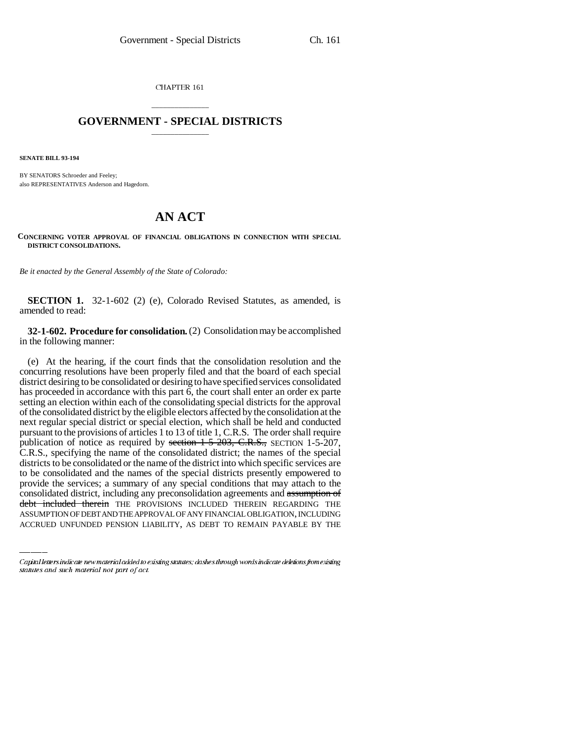CHAPTER 161

# GOVERNMENT - SPECIAL DISTRICTS

**SENATE BILL 93-194**

BY SENATORS Schroeder and Feeley;
also REPRESENTATIVES Anderson and Hagedorn.

# AN ACT

**CONCERNING VOTER APPROVAL OF FINANCIAL OBLIGATIONS IN CONNECTION WITH SPECIAL DISTRICT CONSOLIDATIONS.**

*Be it enacted by the General Assembly of the State of Colorado:*

**SECTION 1.** 32-1-602 (2) (e), Colorado Revised Statutes, as amended, is amended to read:

**32-1-602. Procedure for consolidation.** (2) Consolidation may be accomplished in the following manner:

(e) At the hearing, if the court finds that the consolidation resolution and the concurring resolutions have been properly filed and that the board of each special district desiring to be consolidated or desiring to have specified services consolidated has proceeded in accordance with this part 6, the court shall enter an order ex parte setting an election within each of the consolidating special districts for the approval of the consolidated district by the eligible electors affected by the consolidation at the next regular special district or special election, which shall be held and conducted pursuant to the provisions of articles 1 to 13 of title 1, C.R.S. The order shall require publication of notice as required by ~~section 1-5-203, C.R.S.,~~ SECTION 1-5-207, C.R.S., specifying the name of the consolidated district; the names of the special districts to be consolidated or the name of the district into which specific services are to be consolidated and the names of the special districts presently empowered to provide the services; a summary of any special conditions that may attach to the consolidated district, including any preconsolidation agreements and ~~assumption of debt included therein~~ THE PROVISIONS INCLUDED THEREIN REGARDING THE ASSUMPTION OF DEBT AND THE APPROVAL OF ANY FINANCIAL OBLIGATION, INCLUDING ACCRUED UNFUNDED PENSION LIABILITY, AS DEBT TO REMAIN PAYABLE BY THE

Capital letters indicate new material added to existing statutes; dashes through words indicate deletions from existing statutes and such material not part of act.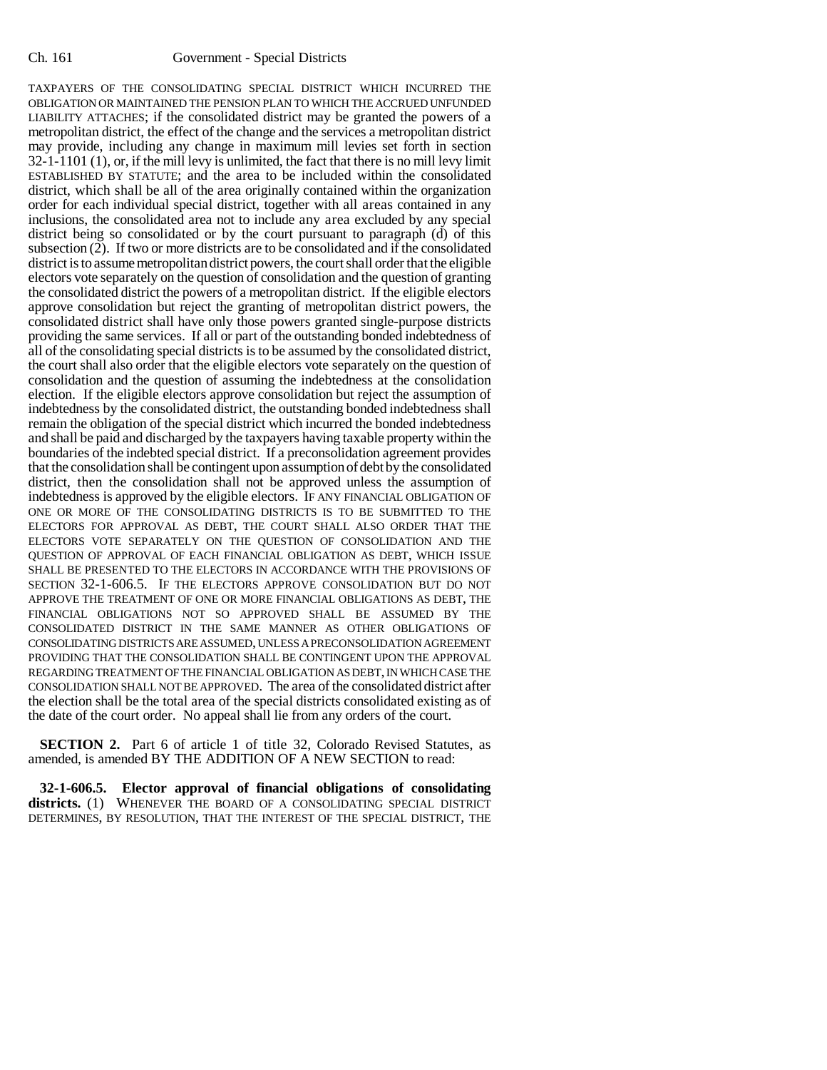TAXPAYERS OF THE CONSOLIDATING SPECIAL DISTRICT WHICH INCURRED THE OBLIGATION OR MAINTAINED THE PENSION PLAN TO WHICH THE ACCRUED UNFUNDED LIABILITY ATTACHES; if the consolidated district may be granted the powers of a metropolitan district, the effect of the change and the services a metropolitan district may provide, including any change in maximum mill levies set forth in section 32-1-1101 (1), or, if the mill levy is unlimited, the fact that there is no mill levy limit ESTABLISHED BY STATUTE; and the area to be included within the consolidated district, which shall be all of the area originally contained within the organization order for each individual special district, together with all areas contained in any inclusions, the consolidated area not to include any area excluded by any special district being so consolidated or by the court pursuant to paragraph (d) of this subsection (2). If two or more districts are to be consolidated and if the consolidated district is to assume metropolitan district powers, the court shall order that the eligible electors vote separately on the question of consolidation and the question of granting the consolidated district the powers of a metropolitan district. If the eligible electors approve consolidation but reject the granting of metropolitan district powers, the consolidated district shall have only those powers granted single-purpose districts providing the same services. If all or part of the outstanding bonded indebtedness of all of the consolidating special districts is to be assumed by the consolidated district, the court shall also order that the eligible electors vote separately on the question of consolidation and the question of assuming the indebtedness at the consolidation election. If the eligible electors approve consolidation but reject the assumption of indebtedness by the consolidated district, the outstanding bonded indebtedness shall remain the obligation of the special district which incurred the bonded indebtedness and shall be paid and discharged by the taxpayers having taxable property within the boundaries of the indebted special district. If a preconsolidation agreement provides that the consolidation shall be contingent upon assumption of debt by the consolidated district, then the consolidation shall not be approved unless the assumption of indebtedness is approved by the eligible electors. IF ANY FINANCIAL OBLIGATION OF ONE OR MORE OF THE CONSOLIDATING DISTRICTS IS TO BE SUBMITTED TO THE ELECTORS FOR APPROVAL AS DEBT, THE COURT SHALL ALSO ORDER THAT THE ELECTORS VOTE SEPARATELY ON THE QUESTION OF CONSOLIDATION AND THE QUESTION OF APPROVAL OF EACH FINANCIAL OBLIGATION AS DEBT, WHICH ISSUE SHALL BE PRESENTED TO THE ELECTORS IN ACCORDANCE WITH THE PROVISIONS OF SECTION 32-1-606.5. IF THE ELECTORS APPROVE CONSOLIDATION BUT DO NOT APPROVE THE TREATMENT OF ONE OR MORE FINANCIAL OBLIGATIONS AS DEBT, THE FINANCIAL OBLIGATIONS NOT SO APPROVED SHALL BE ASSUMED BY THE CONSOLIDATED DISTRICT IN THE SAME MANNER AS OTHER OBLIGATIONS OF CONSOLIDATING DISTRICTS ARE ASSUMED, UNLESS A PRECONSOLIDATION AGREEMENT PROVIDING THAT THE CONSOLIDATION SHALL BE CONTINGENT UPON THE APPROVAL REGARDING TREATMENT OF THE FINANCIAL OBLIGATION AS DEBT, IN WHICH CASE THE CONSOLIDATION SHALL NOT BE APPROVED. The area of the consolidated district after the election shall be the total area of the special districts consolidated existing as of the date of the court order. No appeal shall lie from any orders of the court.

**SECTION 2.** Part 6 of article 1 of title 32, Colorado Revised Statutes, as amended, is amended BY THE ADDITION OF A NEW SECTION to read:

**32-1-606.5. Elector approval of financial obligations of consolidating districts.** (1) WHENEVER THE BOARD OF A CONSOLIDATING SPECIAL DISTRICT DETERMINES, BY RESOLUTION, THAT THE INTEREST OF THE SPECIAL DISTRICT, THE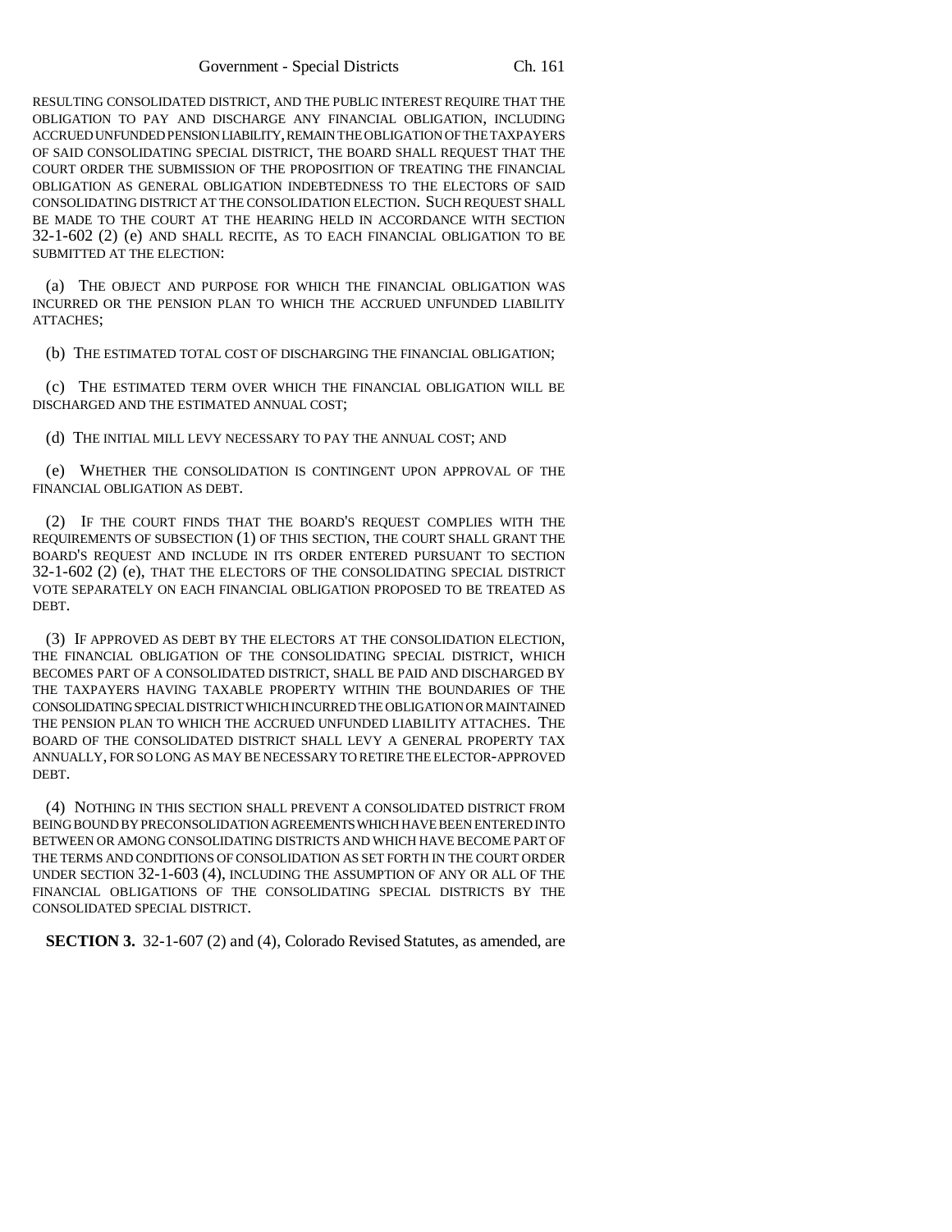RESULTING CONSOLIDATED DISTRICT, AND THE PUBLIC INTEREST REQUIRE THAT THE OBLIGATION TO PAY AND DISCHARGE ANY FINANCIAL OBLIGATION, INCLUDING ACCRUED UNFUNDED PENSION LIABILITY, REMAIN THE OBLIGATION OF THE TAXPAYERS OF SAID CONSOLIDATING SPECIAL DISTRICT, THE BOARD SHALL REQUEST THAT THE COURT ORDER THE SUBMISSION OF THE PROPOSITION OF TREATING THE FINANCIAL OBLIGATION AS GENERAL OBLIGATION INDEBTEDNESS TO THE ELECTORS OF SAID CONSOLIDATING DISTRICT AT THE CONSOLIDATION ELECTION. SUCH REQUEST SHALL BE MADE TO THE COURT AT THE HEARING HELD IN ACCORDANCE WITH SECTION 32-1-602 (2) (e) AND SHALL RECITE, AS TO EACH FINANCIAL OBLIGATION TO BE SUBMITTED AT THE ELECTION:

(a) THE OBJECT AND PURPOSE FOR WHICH THE FINANCIAL OBLIGATION WAS INCURRED OR THE PENSION PLAN TO WHICH THE ACCRUED UNFUNDED LIABILITY ATTACHES;

(b) THE ESTIMATED TOTAL COST OF DISCHARGING THE FINANCIAL OBLIGATION;

(c) THE ESTIMATED TERM OVER WHICH THE FINANCIAL OBLIGATION WILL BE DISCHARGED AND THE ESTIMATED ANNUAL COST;

(d) THE INITIAL MILL LEVY NECESSARY TO PAY THE ANNUAL COST; AND

(e) WHETHER THE CONSOLIDATION IS CONTINGENT UPON APPROVAL OF THE FINANCIAL OBLIGATION AS DEBT.

(2) IF THE COURT FINDS THAT THE BOARD'S REQUEST COMPLIES WITH THE REQUIREMENTS OF SUBSECTION (1) OF THIS SECTION, THE COURT SHALL GRANT THE BOARD'S REQUEST AND INCLUDE IN ITS ORDER ENTERED PURSUANT TO SECTION 32-1-602 (2) (e), THAT THE ELECTORS OF THE CONSOLIDATING SPECIAL DISTRICT VOTE SEPARATELY ON EACH FINANCIAL OBLIGATION PROPOSED TO BE TREATED AS DEBT.

(3) IF APPROVED AS DEBT BY THE ELECTORS AT THE CONSOLIDATION ELECTION, THE FINANCIAL OBLIGATION OF THE CONSOLIDATING SPECIAL DISTRICT, WHICH BECOMES PART OF A CONSOLIDATED DISTRICT, SHALL BE PAID AND DISCHARGED BY THE TAXPAYERS HAVING TAXABLE PROPERTY WITHIN THE BOUNDARIES OF THE CONSOLIDATING SPECIAL DISTRICT WHICH INCURRED THE OBLIGATION OR MAINTAINED THE PENSION PLAN TO WHICH THE ACCRUED UNFUNDED LIABILITY ATTACHES. THE BOARD OF THE CONSOLIDATED DISTRICT SHALL LEVY A GENERAL PROPERTY TAX ANNUALLY, FOR SO LONG AS MAY BE NECESSARY TO RETIRE THE ELECTOR-APPROVED DEBT.

(4) NOTHING IN THIS SECTION SHALL PREVENT A CONSOLIDATED DISTRICT FROM BEING BOUND BY PRECONSOLIDATION AGREEMENTS WHICH HAVE BEEN ENTERED INTO BETWEEN OR AMONG CONSOLIDATING DISTRICTS AND WHICH HAVE BECOME PART OF THE TERMS AND CONDITIONS OF CONSOLIDATION AS SET FORTH IN THE COURT ORDER UNDER SECTION 32-1-603 (4), INCLUDING THE ASSUMPTION OF ANY OR ALL OF THE FINANCIAL OBLIGATIONS OF THE CONSOLIDATING SPECIAL DISTRICTS BY THE CONSOLIDATED SPECIAL DISTRICT.

**SECTION 3.** 32-1-607 (2) and (4), Colorado Revised Statutes, as amended, are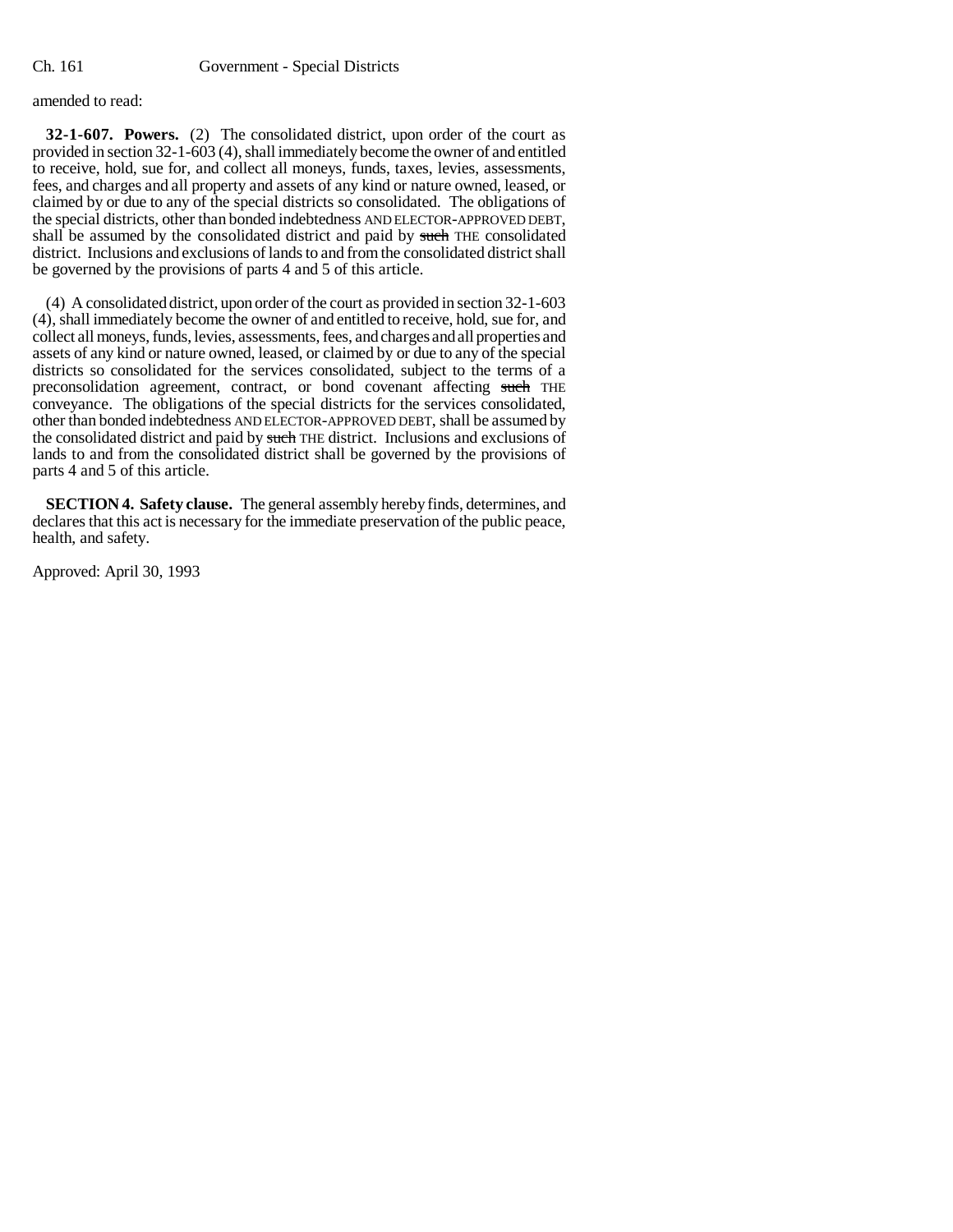amended to read:

**32-1-607. Powers.** (2) The consolidated district, upon order of the court as provided in section 32-1-603 (4), shall immediately become the owner of and entitled to receive, hold, sue for, and collect all moneys, funds, taxes, levies, assessments, fees, and charges and all property and assets of any kind or nature owned, leased, or claimed by or due to any of the special districts so consolidated. The obligations of the special districts, other than bonded indebtedness AND ELECTOR-APPROVED DEBT, shall be assumed by the consolidated district and paid by ~~such~~ THE consolidated district. Inclusions and exclusions of lands to and from the consolidated district shall be governed by the provisions of parts 4 and 5 of this article.

(4) A consolidated district, upon order of the court as provided in section 32-1-603 (4), shall immediately become the owner of and entitled to receive, hold, sue for, and collect all moneys, funds, levies, assessments, fees, and charges and all properties and assets of any kind or nature owned, leased, or claimed by or due to any of the special districts so consolidated for the services consolidated, subject to the terms of a preconsolidation agreement, contract, or bond covenant affecting ~~such~~ THE conveyance. The obligations of the special districts for the services consolidated, other than bonded indebtedness AND ELECTOR-APPROVED DEBT, shall be assumed by the consolidated district and paid by ~~such~~ THE district. Inclusions and exclusions of lands to and from the consolidated district shall be governed by the provisions of parts 4 and 5 of this article.

**SECTION 4. Safety clause.** The general assembly hereby finds, determines, and declares that this act is necessary for the immediate preservation of the public peace, health, and safety.

Approved: April 30, 1993